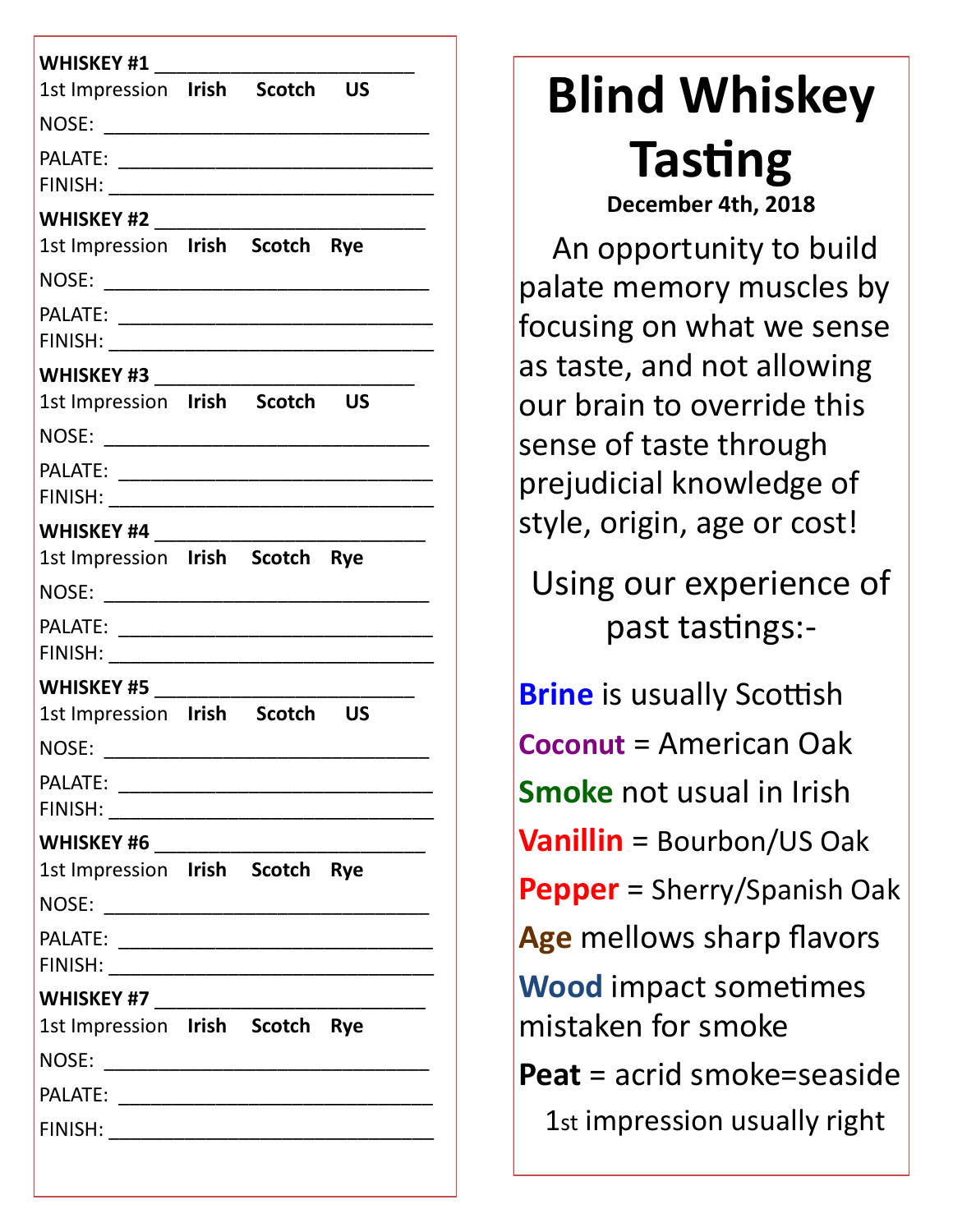**WHISKEY #1** ________________________

1st Impression **Irish** **Scotch** **US**

NOSE: ______________________________

PALATE: ______________________________

FINISH: ______________________________

**WHISKEY #2** ________________________

1st Impression **Irish** **Scotch** **Rye**

NOSE: ______________________________

PALATE: ______________________________

FINISH: ______________________________

**WHISKEY #3** ________________________

1st Impression **Irish** **Scotch** **US**

NOSE: ______________________________

PALATE: ______________________________

FINISH: ______________________________

**WHISKEY #4** ________________________

1st Impression **Irish** **Scotch** **Rye**

NOSE: ______________________________

PALATE: ______________________________

FINISH: ______________________________

**WHISKEY #5** ________________________

1st Impression **Irish** **Scotch** **US**

NOSE: ______________________________

PALATE: ______________________________

FINISH: ______________________________

**WHISKEY #6** ________________________

1st Impression **Irish** **Scotch** **Rye**

NOSE: ______________________________

PALATE: ______________________________

FINISH: ______________________________

**WHISKEY #7** ________________________

1st Impression **Irish** **Scotch** **Rye**

NOSE: ______________________________

PALATE: ______________________________

FINISH: ______________________________

# Blind Whiskey Tasting

**December 4th, 2018**

An opportunity to build palate memory muscles by focusing on what we sense as taste, and not allowing our brain to override this sense of taste through prejudicial knowledge of style, origin, age or cost!

Using our experience of past tastings:-

**Brine** is usually Scottish

**Coconut** = American Oak

**Smoke** not usual in Irish

**Vanillin** = Bourbon/US Oak

**Pepper** = Sherry/Spanish Oak

**Age** mellows sharp flavors

**Wood** impact sometimes mistaken for smoke

**Peat** = acrid smoke=seaside

1st impression usually right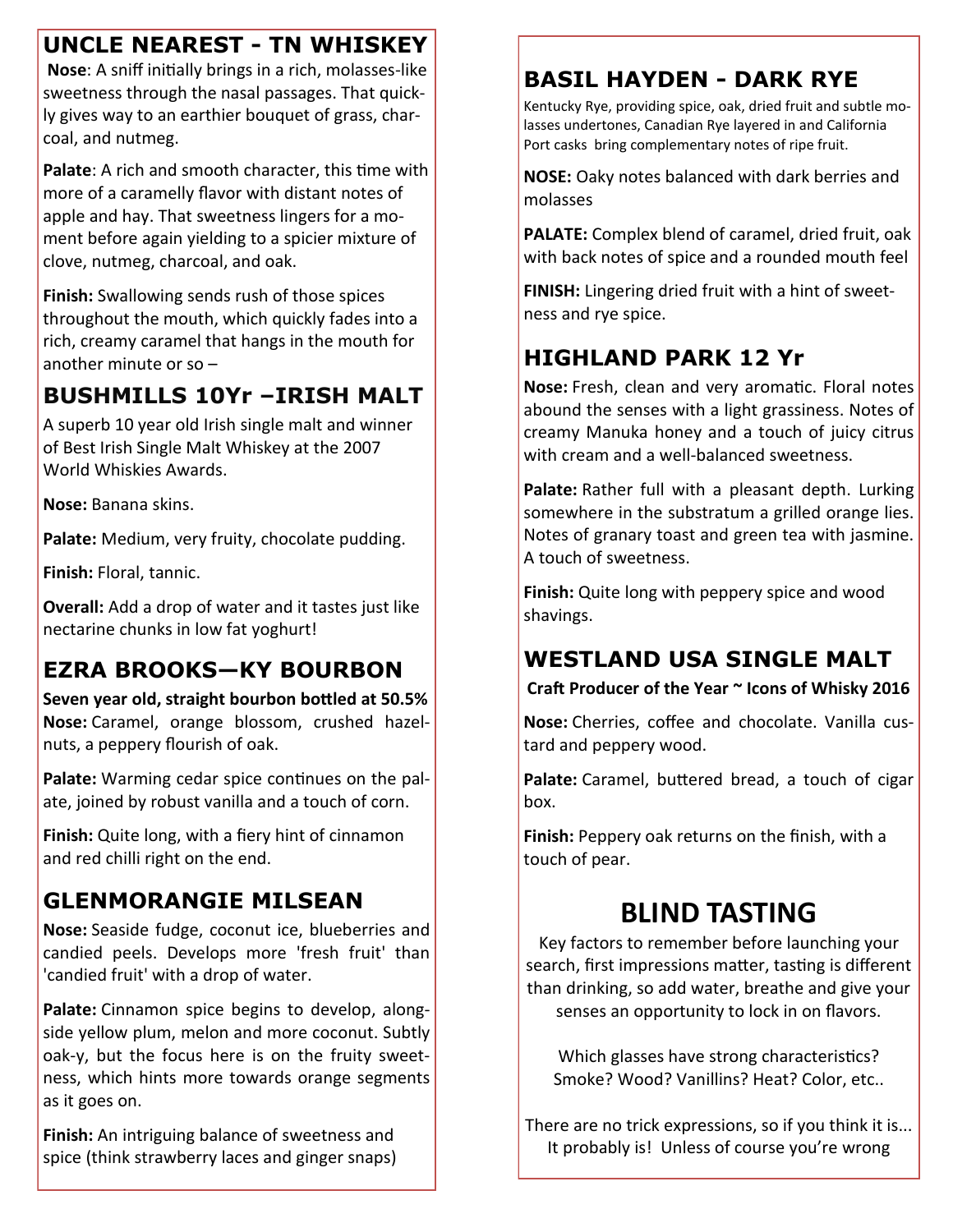## UNCLE NEAREST - TN WHISKEY

**Nose**: A sniff initially brings in a rich, molasses-like sweetness through the nasal passages. That quickly gives way to an earthier bouquet of grass, charcoal, and nutmeg.

**Palate**: A rich and smooth character, this time with more of a caramelly flavor with distant notes of apple and hay. That sweetness lingers for a moment before again yielding to a spicier mixture of clove, nutmeg, charcoal, and oak.

**Finish:** Swallowing sends rush of those spices throughout the mouth, which quickly fades into a rich, creamy caramel that hangs in the mouth for another minute or so –

## BUSHMILLS 10Yr –IRISH MALT

A superb 10 year old Irish single malt and winner of Best Irish Single Malt Whiskey at the 2007 World Whiskies Awards.

**Nose:** Banana skins.

**Palate:** Medium, very fruity, chocolate pudding.

**Finish:** Floral, tannic.

**Overall:** Add a drop of water and it tastes just like nectarine chunks in low fat yoghurt!

## EZRA BROOKS—KY BOURBON

**Seven year old, straight bourbon bottled at 50.5%**

**Nose:** Caramel, orange blossom, crushed hazelnuts, a peppery flourish of oak.

**Palate:** Warming cedar spice continues on the palate, joined by robust vanilla and a touch of corn.

**Finish:** Quite long, with a fiery hint of cinnamon and red chilli right on the end.

## GLENMORANGIE MILSEAN

**Nose:** Seaside fudge, coconut ice, blueberries and candied peels. Develops more 'fresh fruit' than 'candied fruit' with a drop of water.

**Palate:** Cinnamon spice begins to develop, alongside yellow plum, melon and more coconut. Subtly oak-y, but the focus here is on the fruity sweetness, which hints more towards orange segments as it goes on.

**Finish:** An intriguing balance of sweetness and spice (think strawberry laces and ginger snaps)

## BASIL HAYDEN - DARK RYE

Kentucky Rye, providing spice, oak, dried fruit and subtle molasses undertones, Canadian Rye layered in and California Port casks bring complementary notes of ripe fruit.

**NOSE:** Oaky notes balanced with dark berries and molasses

**PALATE:** Complex blend of caramel, dried fruit, oak with back notes of spice and a rounded mouth feel

**FINISH:** Lingering dried fruit with a hint of sweetness and rye spice.

## HIGHLAND PARK 12 Yr

**Nose:** Fresh, clean and very aromatic. Floral notes abound the senses with a light grassiness. Notes of creamy Manuka honey and a touch of juicy citrus with cream and a well-balanced sweetness.

**Palate:** Rather full with a pleasant depth. Lurking somewhere in the substratum a grilled orange lies. Notes of granary toast and green tea with jasmine. A touch of sweetness.

**Finish:** Quite long with peppery spice and wood shavings.

## WESTLAND USA SINGLE MALT

**Craft Producer of the Year ~ Icons of Whisky 2016**

**Nose:** Cherries, coffee and chocolate. Vanilla custard and peppery wood.

**Palate:** Caramel, buttered bread, a touch of cigar box.

**Finish:** Peppery oak returns on the finish, with a touch of pear.

# BLIND TASTING

Key factors to remember before launching your search, first impressions matter, tasting is different than drinking, so add water, breathe and give your senses an opportunity to lock in on flavors.

Which glasses have strong characteristics? Smoke? Wood? Vanillins? Heat? Color, etc..

There are no trick expressions, so if you think it is... It probably is! Unless of course you're wrong